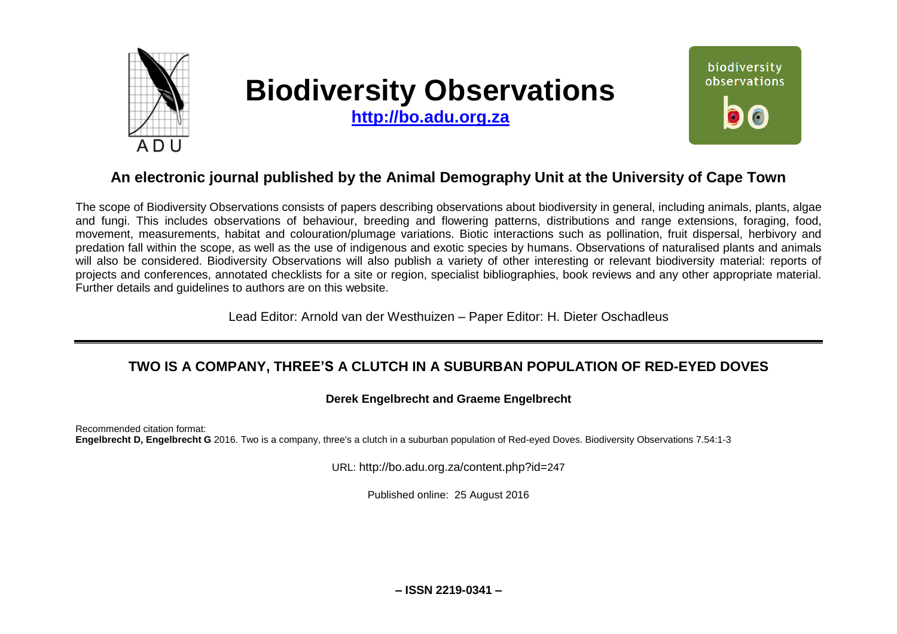# Biodiversity Observations

**http://bo.adu.org.za**

## An electronic journal published by the Animal Demography Unit at the University of Cape Town

The scope of Biodiversity Observations consists of papers describing observations about biodiversity in general, including animals, plants, algae and fungi. This includes observations of behaviour, breeding and flowering patterns, distributions and range extensions, foraging, food, movement, measurements, habitat and colouration/plumage variations. Biotic interactions such as pollination, fruit dispersal, herbivory and predation fall within the scope, as well as the use of indigenous and exotic species by humans. Observations of naturalised plants and animals will also be considered. Biodiversity Observations will also publish a variety of other interesting or relevant biodiversity material: reports of projects and conferences, annotated checklists for a site or region, specialist bibliographies, book reviews and any other appropriate material. Further details and guidelines to authors are on this website.

Lead Editor: Arnold van der Westhuizen – Paper Editor: H. Dieter Oschadleus

---

## TWO IS A COMPANY, THREE'S A CLUTCH IN A SUBURBAN POPULATION OF RED-EYED DOVES

**Derek Engelbrecht and Graeme Engelbrecht**

Recommended citation format:
**Engelbrecht D, Engelbrecht G** 2016. Two is a company, three's a clutch in a suburban population of Red-eyed Doves. Biodiversity Observations 7.54:1-3

URL: http://bo.adu.org.za/content.php?id=247

Published online: 25 August 2016

**– ISSN 2219-0341 –**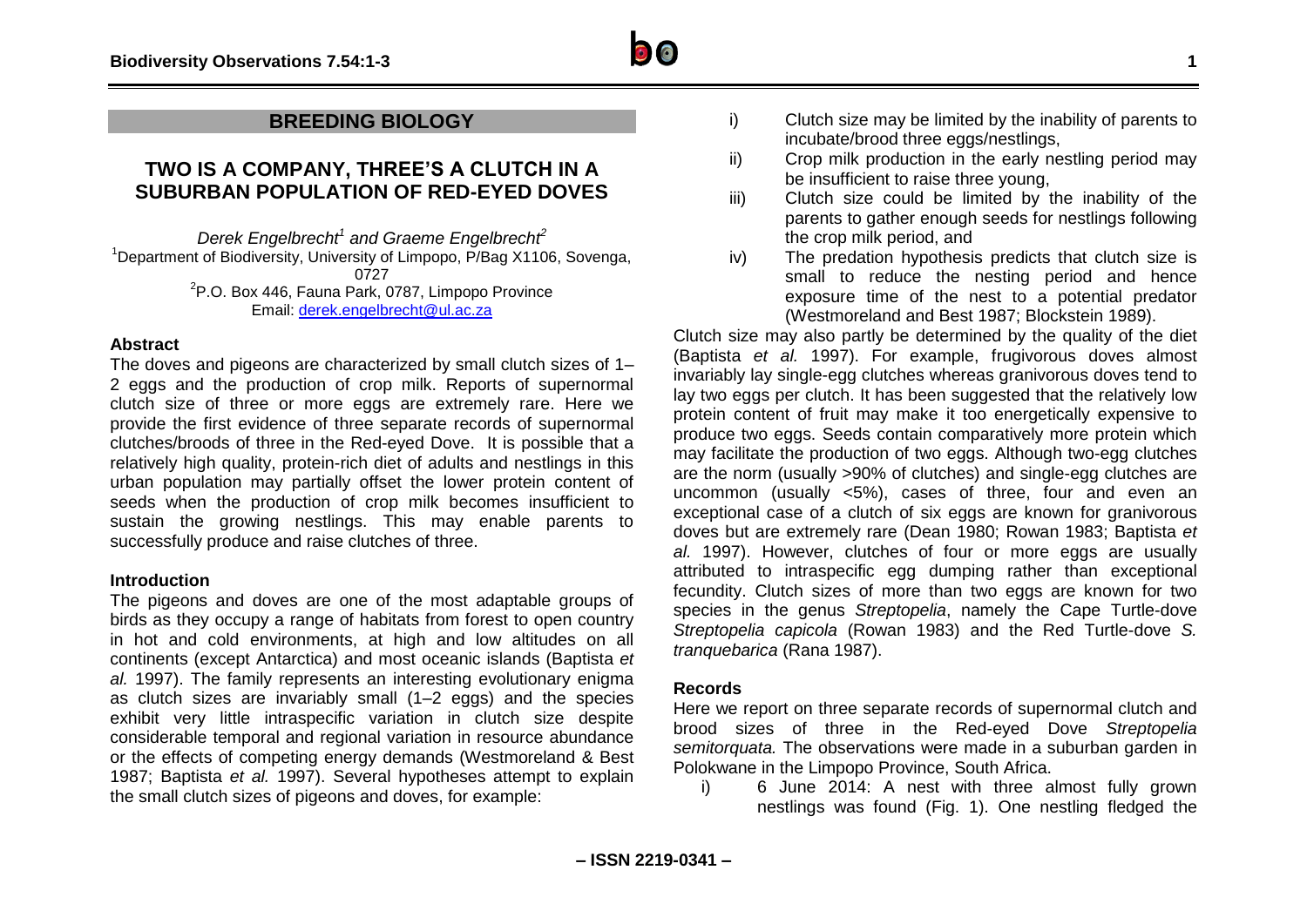## BREEDING BIOLOGY

# TWO IS A COMPANY, THREE'S A CLUTCH IN A SUBURBAN POPULATION OF RED-EYED DOVES

*Derek Engelbrecht*[1] *and Graeme Engelbrecht*[2]

[1]Department of Biodiversity, University of Limpopo, P/Bag X1106, Sovenga, 0727

[2]P.O. Box 446, Fauna Park, 0787, Limpopo Province

Email: derek.engelbrecht@ul.ac.za

### Abstract

The doves and pigeons are characterized by small clutch sizes of 1–2 eggs and the production of crop milk. Reports of supernormal clutch size of three or more eggs are extremely rare. Here we provide the first evidence of three separate records of supernormal clutches/broods of three in the Red-eyed Dove. It is possible that a relatively high quality, protein-rich diet of adults and nestlings in this urban population may partially offset the lower protein content of seeds when the production of crop milk becomes insufficient to sustain the growing nestlings. This may enable parents to successfully produce and raise clutches of three.

### Introduction

The pigeons and doves are one of the most adaptable groups of birds as they occupy a range of habitats from forest to open country in hot and cold environments, at high and low altitudes on all continents (except Antarctica) and most oceanic islands (Baptista *et al.* 1997). The family represents an interesting evolutionary enigma as clutch sizes are invariably small (1–2 eggs) and the species exhibit very little intraspecific variation in clutch size despite considerable temporal and regional variation in resource abundance or the effects of competing energy demands (Westmoreland & Best 1987; Baptista *et al.* 1997). Several hypotheses attempt to explain the small clutch sizes of pigeons and doves, for example:

i) Clutch size may be limited by the inability of parents to incubate/brood three eggs/nestlings,
ii) Crop milk production in the early nestling period may be insufficient to raise three young,
iii) Clutch size could be limited by the inability of the parents to gather enough seeds for nestlings following the crop milk period, and
iv) The predation hypothesis predicts that clutch size is small to reduce the nesting period and hence exposure time of the nest to a potential predator (Westmoreland and Best 1987; Blockstein 1989).

Clutch size may also partly be determined by the quality of the diet (Baptista *et al.* 1997). For example, frugivorous doves almost invariably lay single-egg clutches whereas granivorous doves tend to lay two eggs per clutch. It has been suggested that the relatively low protein content of fruit may make it too energetically expensive to produce two eggs. Seeds contain comparatively more protein which may facilitate the production of two eggs. Although two-egg clutches are the norm (usually >90% of clutches) and single-egg clutches are uncommon (usually <5%), cases of three, four and even an exceptional case of a clutch of six eggs are known for granivorous doves but are extremely rare (Dean 1980; Rowan 1983; Baptista *et al.* 1997). However, clutches of four or more eggs are usually attributed to intraspecific egg dumping rather than exceptional fecundity. Clutch sizes of more than two eggs are known for two species in the genus *Streptopelia*, namely the Cape Turtle-dove *Streptopelia capicola* (Rowan 1983) and the Red Turtle-dove *S. tranquebarica* (Rana 1987).

### Records

Here we report on three separate records of supernormal clutch and brood sizes of three in the Red-eyed Dove *Streptopelia semitorquata.* The observations were made in a suburban garden in Polokwane in the Limpopo Province, South Africa.

i) 6 June 2014: A nest with three almost fully grown nestlings was found (Fig. 1). One nestling fledged the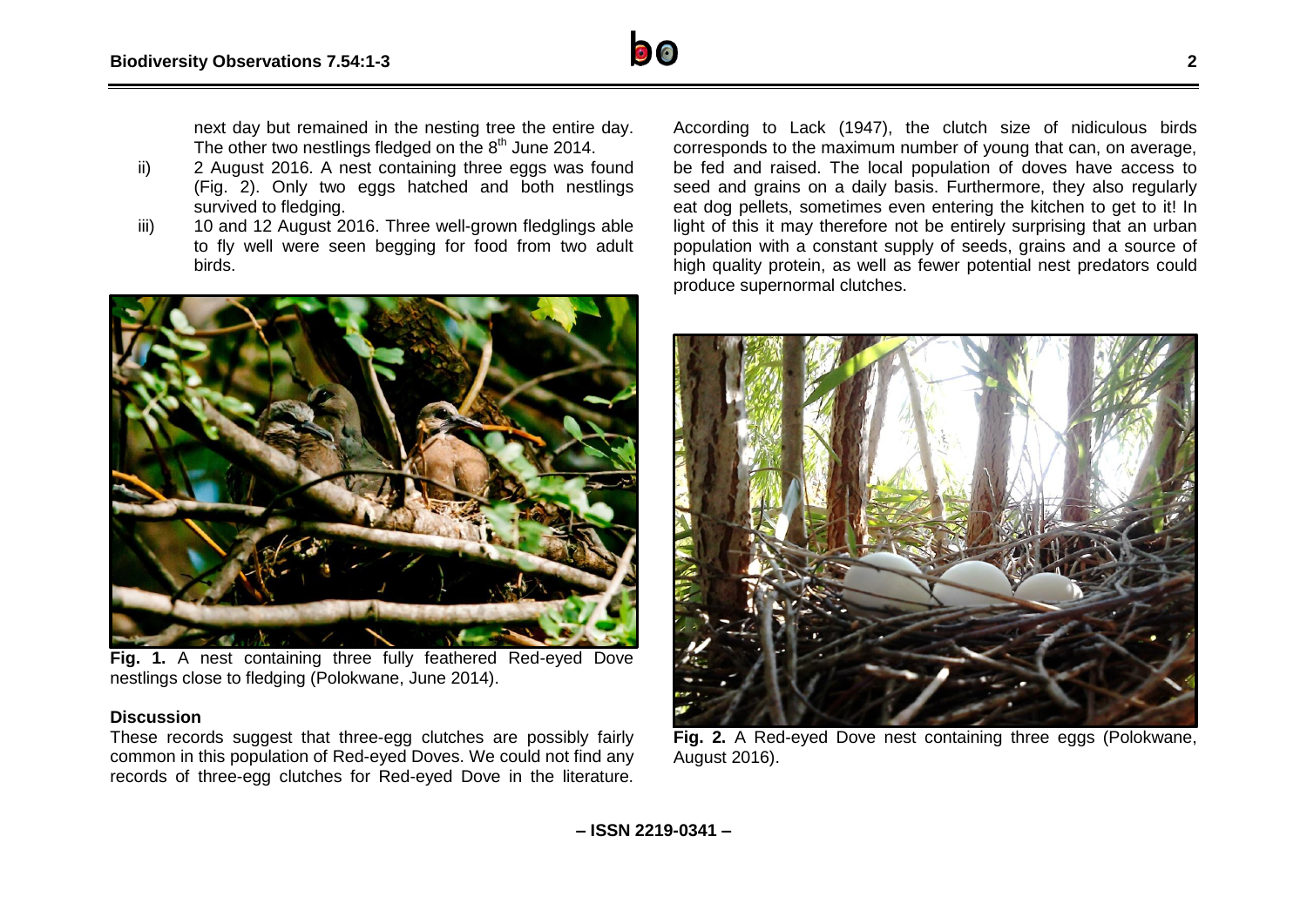next day but remained in the nesting tree the entire day. The other two nestlings fledged on the 8th June 2014.

ii) 2 August 2016. A nest containing three eggs was found (Fig. 2). Only two eggs hatched and both nestlings survived to fledging.

iii) 10 and 12 August 2016. Three well-grown fledglings able to fly well were seen begging for food from two adult birds.

**Fig. 1.** A nest containing three fully feathered Red-eyed Dove nestlings close to fledging (Polokwane, June 2014).

## Discussion

These records suggest that three-egg clutches are possibly fairly common in this population of Red-eyed Doves. We could not find any records of three-egg clutches for Red-eyed Dove in the literature. According to Lack (1947), the clutch size of nidiculous birds corresponds to the maximum number of young that can, on average, be fed and raised. The local population of doves have access to seed and grains on a daily basis. Furthermore, they also regularly eat dog pellets, sometimes even entering the kitchen to get to it! In light of this it may therefore not be entirely surprising that an urban population with a constant supply of seeds, grains and a source of high quality protein, as well as fewer potential nest predators could produce supernormal clutches.

**Fig. 2.** A Red-eyed Dove nest containing three eggs (Polokwane, August 2016).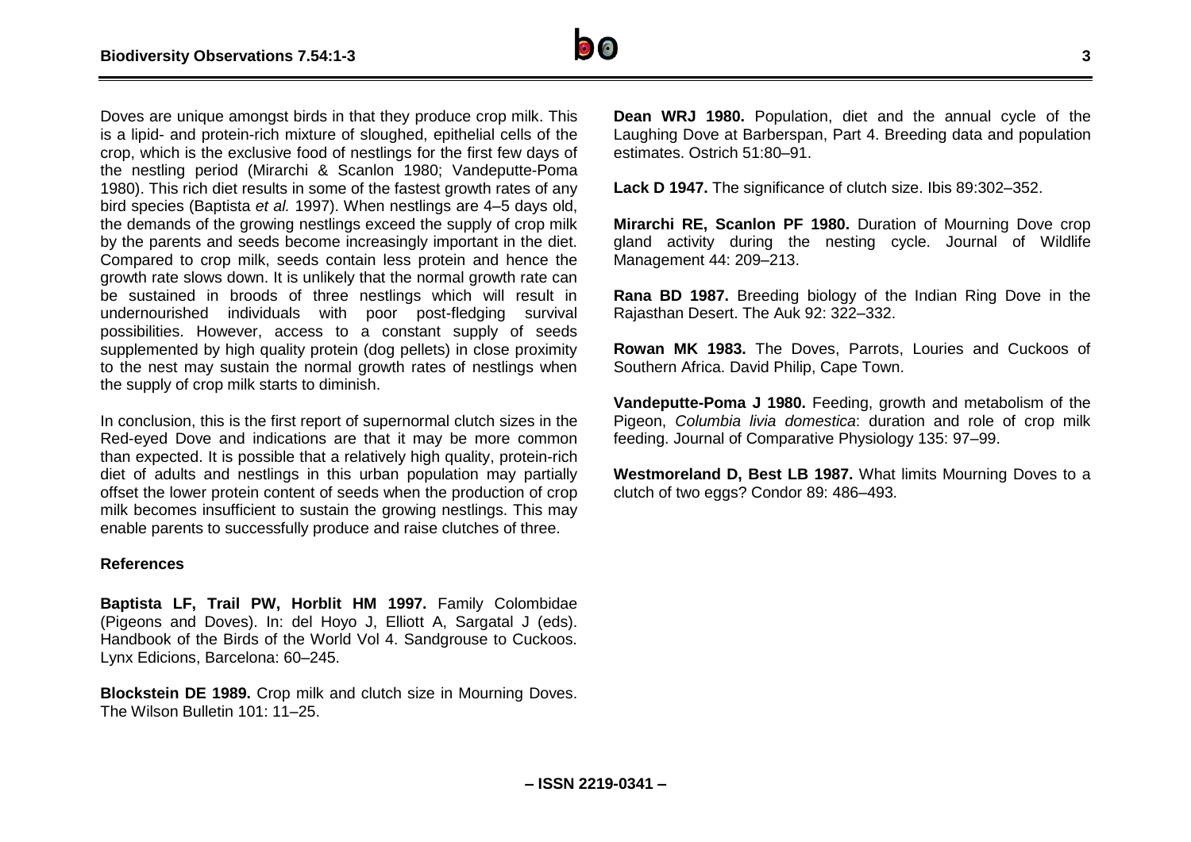Doves are unique amongst birds in that they produce crop milk. This is a lipid- and protein-rich mixture of sloughed, epithelial cells of the crop, which is the exclusive food of nestlings for the first few days of the nestling period (Mirarchi & Scanlon 1980; Vandeputte-Poma 1980). This rich diet results in some of the fastest growth rates of any bird species (Baptista *et al.* 1997). When nestlings are 4–5 days old, the demands of the growing nestlings exceed the supply of crop milk by the parents and seeds become increasingly important in the diet. Compared to crop milk, seeds contain less protein and hence the growth rate slows down. It is unlikely that the normal growth rate can be sustained in broods of three nestlings which will result in undernourished individuals with poor post-fledging survival possibilities. However, access to a constant supply of seeds supplemented by high quality protein (dog pellets) in close proximity to the nest may sustain the normal growth rates of nestlings when the supply of crop milk starts to diminish.

In conclusion, this is the first report of supernormal clutch sizes in the Red-eyed Dove and indications are that it may be more common than expected. It is possible that a relatively high quality, protein-rich diet of adults and nestlings in this urban population may partially offset the lower protein content of seeds when the production of crop milk becomes insufficient to sustain the growing nestlings. This may enable parents to successfully produce and raise clutches of three.

#### References

**Baptista LF, Trail PW, Horblit HM 1997.** Family Colombidae (Pigeons and Doves). In: del Hoyo J, Elliott A, Sargatal J (eds). Handbook of the Birds of the World Vol 4. Sandgrouse to Cuckoos. Lynx Edicions, Barcelona: 60–245.

**Blockstein DE 1989.** Crop milk and clutch size in Mourning Doves. The Wilson Bulletin 101: 11–25.

**Dean WRJ 1980.** Population, diet and the annual cycle of the Laughing Dove at Barberspan, Part 4. Breeding data and population estimates. Ostrich 51:80–91.

**Lack D 1947.** The significance of clutch size. Ibis 89:302–352.

**Mirarchi RE, Scanlon PF 1980.** Duration of Mourning Dove crop gland activity during the nesting cycle. Journal of Wildlife Management 44: 209–213.

**Rana BD 1987.** Breeding biology of the Indian Ring Dove in the Rajasthan Desert. The Auk 92: 322–332.

**Rowan MK 1983.** The Doves, Parrots, Louries and Cuckoos of Southern Africa. David Philip, Cape Town.

**Vandeputte-Poma J 1980.** Feeding, growth and metabolism of the Pigeon, *Columbia livia domestica*: duration and role of crop milk feeding. Journal of Comparative Physiology 135: 97–99.

**Westmoreland D, Best LB 1987.** What limits Mourning Doves to a clutch of two eggs? Condor 89: 486–493.